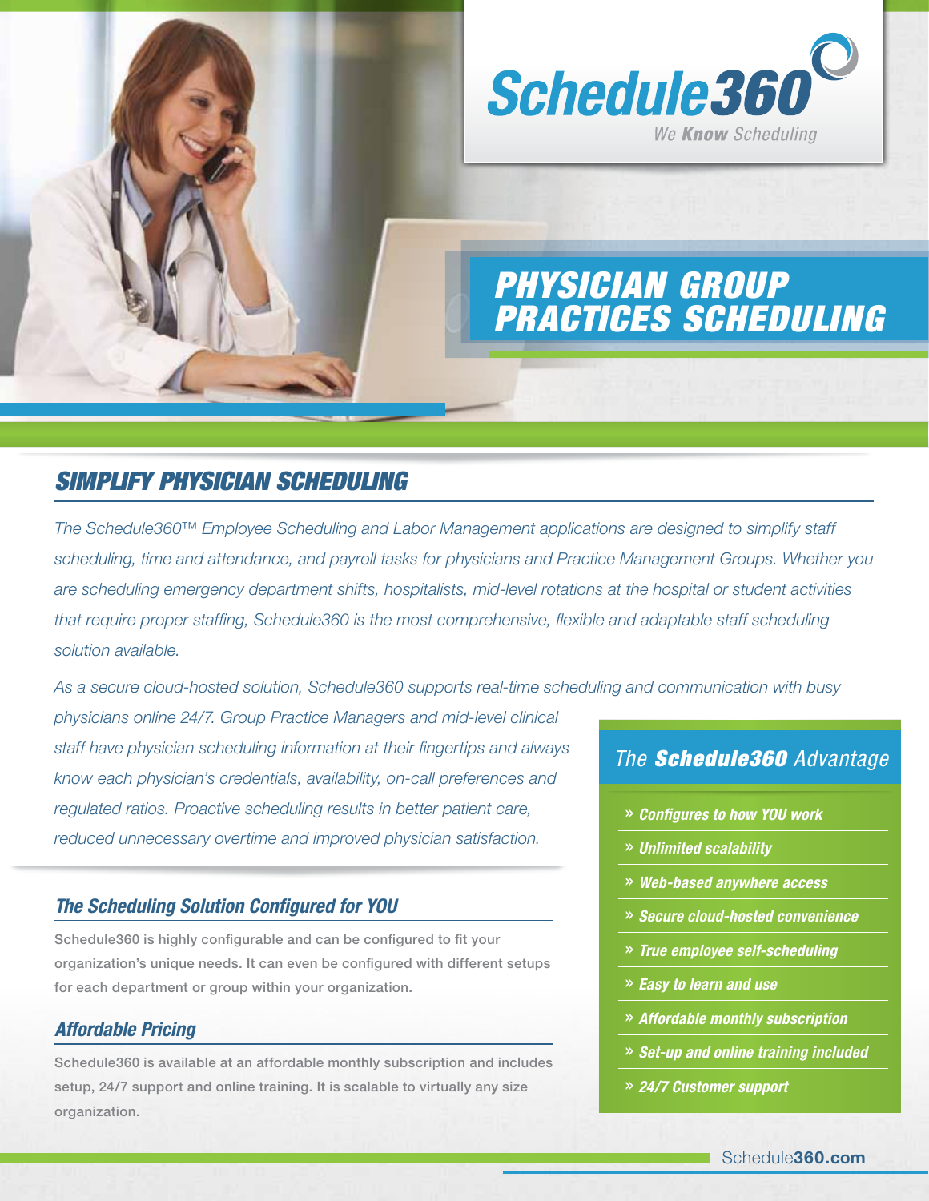# Schedule360

We **Know** Scheduling

# PHYSICIAN GROUP PRACTICES SCHEDULING

## SIMPLIFY PHYSICIAN SCHEDULING

*The Schedule360™ Employee Scheduling and Labor Management applications are designed to simplify staff scheduling, time and attendance, and payroll tasks for physicians and Practice Management Groups. Whether you are scheduling emergency department shifts, hospitalists, mid-level rotations at the hospital or student activities that require proper staffing, Schedule360 is the most comprehensive, flexible and adaptable staff scheduling solution available.*

*As a secure cloud-hosted solution, Schedule360 supports real-time scheduling and communication with busy physicians online 24/7. Group Practice Managers and mid-level clinical staff have physician scheduling information at their fingertips and always know each physician's credentials, availability, on-call preferences and regulated ratios. Proactive scheduling results in better patient care, reduced unnecessary overtime and improved physician satisfaction.*

### *The Scheduling Solution Configured for YOU*

Schedule360 is highly configurable and can be configured to fit your organization's unique needs. It can even be configured with different setups for each department or group within your organization.

### *Affordable Pricing*

Schedule360 is available at an affordable monthly subscription and includes setup, 24/7 support and online training. It is scalable to virtually any size organization.

### The ***Schedule360*** Advantage

- » ***Configures to how YOU work***
- » ***Unlimited scalability***
- » ***Web-based anywhere access***
- » ***Secure cloud-hosted convenience***
- » ***True employee self-scheduling***
- » ***Easy to learn and use***
- » ***Affordable monthly subscription***
- » ***Set-up and online training included***
- » ***24/7 Customer support***

Schedule**360.com**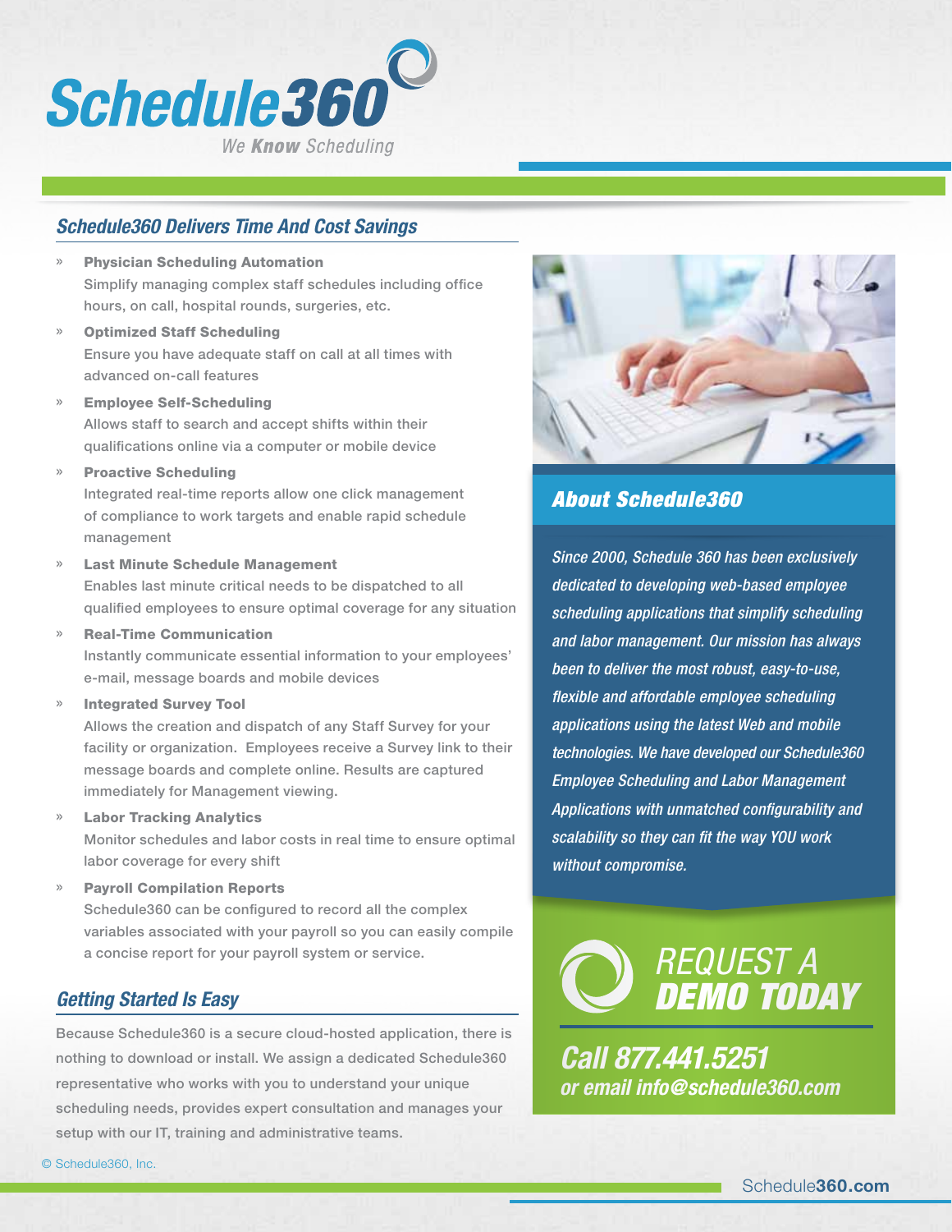# Schedule360

We **Know** Scheduling

## Schedule360 Delivers Time And Cost Savings

- **Physician Scheduling Automation**
  Simplify managing complex staff schedules including office hours, on call, hospital rounds, surgeries, etc.
- **Optimized Staff Scheduling**
  Ensure you have adequate staff on call at all times with advanced on-call features
- **Employee Self-Scheduling**
  Allows staff to search and accept shifts within their qualifications online via a computer or mobile device
- **Proactive Scheduling**
  Integrated real-time reports allow one click management of compliance to work targets and enable rapid schedule management
- **Last Minute Schedule Management**
  Enables last minute critical needs to be dispatched to all qualified employees to ensure optimal coverage for any situation
- **Real-Time Communication**
  Instantly communicate essential information to your employees' e-mail, message boards and mobile devices
- **Integrated Survey Tool**
  Allows the creation and dispatch of any Staff Survey for your facility or organization. Employees receive a Survey link to their message boards and complete online. Results are captured immediately for Management viewing.
- **Labor Tracking Analytics**
  Monitor schedules and labor costs in real time to ensure optimal labor coverage for every shift
- **Payroll Compilation Reports**
  Schedule360 can be configured to record all the complex variables associated with your payroll so you can easily compile a concise report for your payroll system or service.

## Getting Started Is Easy

Because Schedule360 is a secure cloud-hosted application, there is nothing to download or install. We assign a dedicated Schedule360 representative who works with you to understand your unique scheduling needs, provides expert consultation and manages your setup with our IT, training and administrative teams.

## About Schedule360

*Since 2000, Schedule 360 has been exclusively dedicated to developing web-based employee scheduling applications that simplify scheduling and labor management. Our mission has always been to deliver the most robust, easy-to-use, flexible and affordable employee scheduling applications using the latest Web and mobile technologies. We have developed our Schedule360 Employee Scheduling and Labor Management Applications with unmatched configurability and scalability so they can fit the way YOU work without compromise.*

## REQUEST A **DEMO TODAY**

**Call 877.441.5251**
*or email info@schedule360.com*

© Schedule360, Inc.

Schedule**360.com**